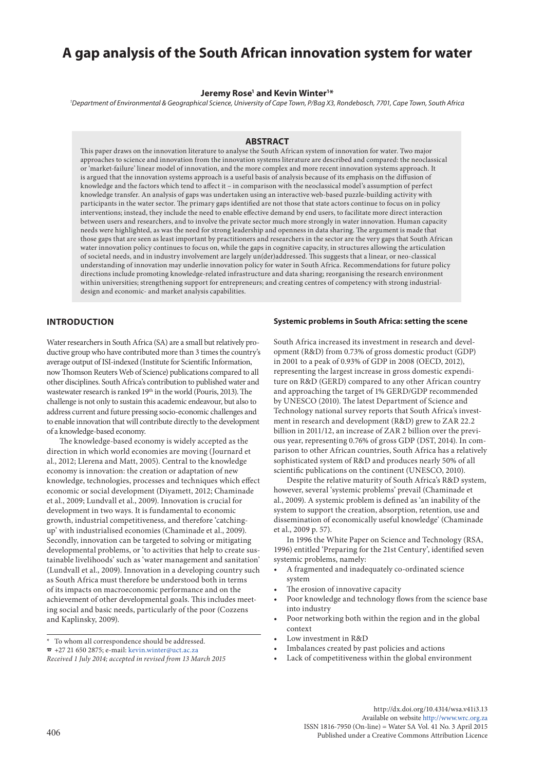# A gap analysis of the South African innovation system for water

**Jeremy Rose[1] and Kevin Winter[1]***

[1]*Department of Environmental & Geographical Science, University of Cape Town, P/Bag X3, Rondebosch, 7701, Cape Town, South Africa*

## ABSTRACT

This paper draws on the innovation literature to analyse the South African system of innovation for water. Two major approaches to science and innovation from the innovation systems literature are described and compared: the neoclassical or 'market-failure' linear model of innovation, and the more complex and more recent innovation systems approach. It is argued that the innovation systems approach is a useful basis of analysis because of its emphasis on the diffusion of knowledge and the factors which tend to affect it – in comparison with the neoclassical model's assumption of perfect knowledge transfer. An analysis of gaps was undertaken using an interactive web-based puzzle-building activity with participants in the water sector. The primary gaps identified are not those that state actors continue to focus on in policy interventions; instead, they include the need to enable effective demand by end users, to facilitate more direct interaction between users and researchers, and to involve the private sector much more strongly in water innovation. Human capacity needs were highlighted, as was the need for strong leadership and openness in data sharing. The argument is made that those gaps that are seen as least important by practitioners and researchers in the sector are the very gaps that South African water innovation policy continues to focus on, while the gaps in cognitive capacity, in structures allowing the articulation of societal needs, and in industry involvement are largely un(der)addressed. This suggests that a linear, or neo-classical understanding of innovation may underlie innovation policy for water in South Africa. Recommendations for future policy directions include promoting knowledge-related infrastructure and data sharing; reorganising the research environment within universities; strengthening support for entrepreneurs; and creating centres of competency with strong industrial-design and economic- and market analysis capabilities.

## INTRODUCTION

Water researchers in South Africa (SA) are a small but relatively productive group who have contributed more than 3 times the country's average output of ISI-indexed (Institute for Scientific Information, now Thomson Reuters Web of Science) publications compared to all other disciplines. South Africa's contribution to published water and wastewater research is ranked 19th in the world (Pouris, 2013). The challenge is not only to sustain this academic endeavour, but also to address current and future pressing socio-economic challenges and to enable innovation that will contribute directly to the development of a knowledge-based economy.

The knowledge-based economy is widely accepted as the direction in which world economies are moving (Journard et al., 2012; Llerena and Matt, 2005). Central to the knowledge economy is innovation: the creation or adaptation of new knowledge, technologies, processes and techniques which effect economic or social development (Diyamett, 2012; Chaminade et al., 2009; Lundvall et al., 2009). Innovation is crucial for development in two ways. It is fundamental to economic growth, industrial competitiveness, and therefore 'catching-up' with industrialised economies (Chaminade et al., 2009). Secondly, innovation can be targeted to solving or mitigating developmental problems, or 'to activities that help to create sustainable livelihoods' such as 'water management and sanitation' (Lundvall et al., 2009). Innovation in a developing country such as South Africa must therefore be understood both in terms of its impacts on macroeconomic performance and on the achievement of other developmental goals. This includes meeting social and basic needs, particularly of the poor (Cozzens and Kaplinsky, 2009).

\* To whom all correspondence should be addressed.
☎ +27 21 650 2875; e-mail: kevin.winter@uct.ac.za
*Received 1 July 2014; accepted in revised from 13 March 2015*

### Systemic problems in South Africa: setting the scene

South Africa increased its investment in research and development (R&D) from 0.73% of gross domestic product (GDP) in 2001 to a peak of 0.93% of GDP in 2008 (OECD, 2012), representing the largest increase in gross domestic expenditure on R&D (GERD) compared to any other African country and approaching the target of 1% GERD/GDP recommended by UNESCO (2010). The latest Department of Science and Technology national survey reports that South Africa's investment in research and development (R&D) grew to ZAR 22.2 billion in 2011/12, an increase of ZAR 2 billion over the previous year, representing 0.76% of gross GDP (DST, 2014). In comparison to other African countries, South Africa has a relatively sophisticated system of R&D and produces nearly 50% of all scientific publications on the continent (UNESCO, 2010).

Despite the relative maturity of South Africa's R&D system, however, several 'systemic problems' prevail (Chaminade et al., 2009). A systemic problem is defined as 'an inability of the system to support the creation, absorption, retention, use and dissemination of economically useful knowledge' (Chaminade et al., 2009 p. 57).

In 1996 the White Paper on Science and Technology (RSA, 1996) entitled 'Preparing for the 21st Century', identified seven systemic problems, namely:

- A fragmented and inadequately co-ordinated science system
- The erosion of innovative capacity
- Poor knowledge and technology flows from the science base into industry
- Poor networking both within the region and in the global context
- Low investment in R&D
- Imbalances created by past policies and actions
- Lack of competitiveness within the global environment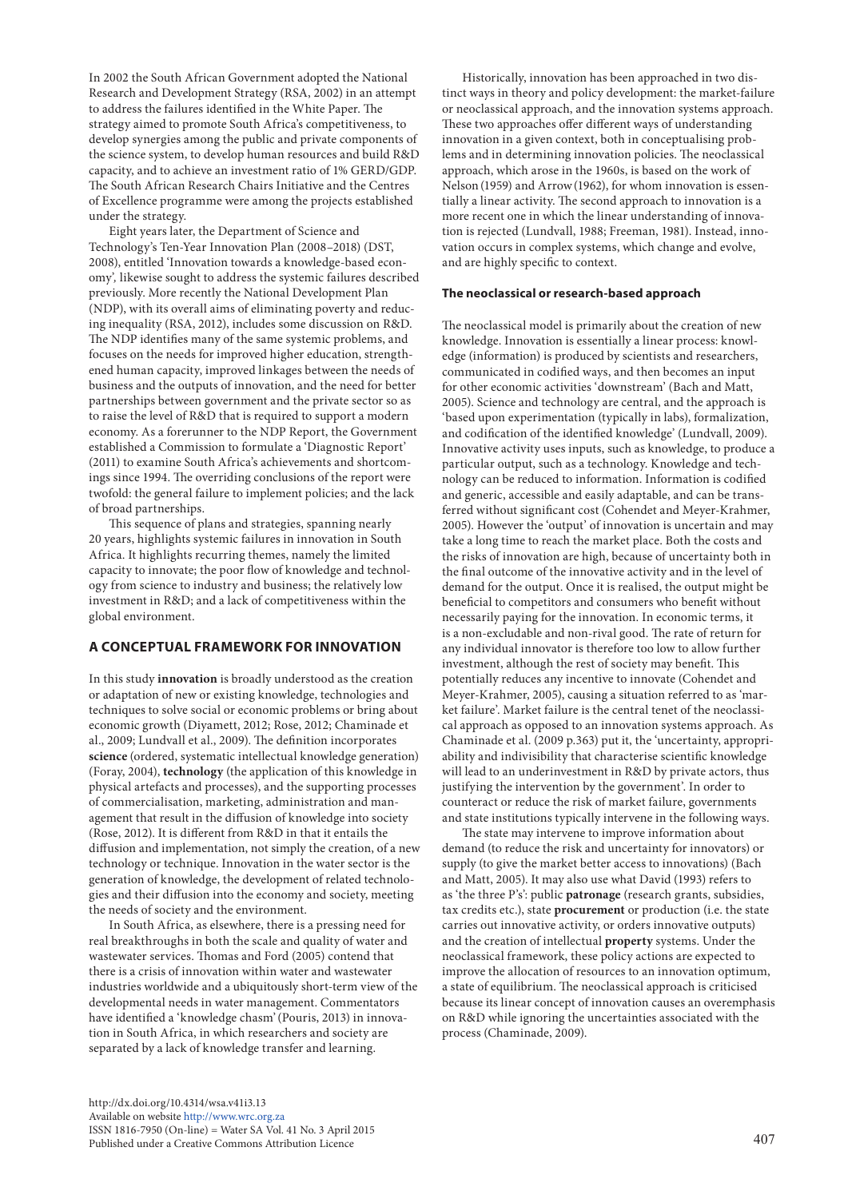In 2002 the South African Government adopted the National Research and Development Strategy (RSA, 2002) in an attempt to address the failures identified in the White Paper. The strategy aimed to promote South Africa's competitiveness, to develop synergies among the public and private components of the science system, to develop human resources and build R&D capacity, and to achieve an investment ratio of 1% GERD/GDP. The South African Research Chairs Initiative and the Centres of Excellence programme were among the projects established under the strategy.

Eight years later, the Department of Science and Technology's Ten-Year Innovation Plan (2008–2018) (DST, 2008), entitled 'Innovation towards a knowledge-based economy', likewise sought to address the systemic failures described previously. More recently the National Development Plan (NDP), with its overall aims of eliminating poverty and reducing inequality (RSA, 2012), includes some discussion on R&D. The NDP identifies many of the same systemic problems, and focuses on the needs for improved higher education, strengthened human capacity, improved linkages between the needs of business and the outputs of innovation, and the need for better partnerships between government and the private sector so as to raise the level of R&D that is required to support a modern economy. As a forerunner to the NDP Report, the Government established a Commission to formulate a 'Diagnostic Report' (2011) to examine South Africa's achievements and shortcomings since 1994. The overriding conclusions of the report were twofold: the general failure to implement policies; and the lack of broad partnerships.

This sequence of plans and strategies, spanning nearly 20 years, highlights systemic failures in innovation in South Africa. It highlights recurring themes, namely the limited capacity to innovate; the poor flow of knowledge and technology from science to industry and business; the relatively low investment in R&D; and a lack of competitiveness within the global environment.

## A CONCEPTUAL FRAMEWORK FOR INNOVATION

In this study **innovation** is broadly understood as the creation or adaptation of new or existing knowledge, technologies and techniques to solve social or economic problems or bring about economic growth (Diyamett, 2012; Rose, 2012; Chaminade et al., 2009; Lundvall et al., 2009). The definition incorporates **science** (ordered, systematic intellectual knowledge generation) (Foray, 2004), **technology** (the application of this knowledge in physical artefacts and processes), and the supporting processes of commercialisation, marketing, administration and management that result in the diffusion of knowledge into society (Rose, 2012). It is different from R&D in that it entails the diffusion and implementation, not simply the creation, of a new technology or technique. Innovation in the water sector is the generation of knowledge, the development of related technologies and their diffusion into the economy and society, meeting the needs of society and the environment.

In South Africa, as elsewhere, there is a pressing need for real breakthroughs in both the scale and quality of water and wastewater services. Thomas and Ford (2005) contend that there is a crisis of innovation within water and wastewater industries worldwide and a ubiquitously short-term view of the developmental needs in water management. Commentators have identified a 'knowledge chasm' (Pouris, 2013) in innovation in South Africa, in which researchers and society are separated by a lack of knowledge transfer and learning.

Historically, innovation has been approached in two distinct ways in theory and policy development: the market-failure or neoclassical approach, and the innovation systems approach. These two approaches offer different ways of understanding innovation in a given context, both in conceptualising problems and in determining innovation policies. The neoclassical approach, which arose in the 1960s, is based on the work of Nelson (1959) and Arrow (1962), for whom innovation is essentially a linear activity. The second approach to innovation is a more recent one in which the linear understanding of innovation is rejected (Lundvall, 1988; Freeman, 1981). Instead, innovation occurs in complex systems, which change and evolve, and are highly specific to context.

### The neoclassical or research-based approach

The neoclassical model is primarily about the creation of new knowledge. Innovation is essentially a linear process: knowledge (information) is produced by scientists and researchers, communicated in codified ways, and then becomes an input for other economic activities 'downstream' (Bach and Matt, 2005). Science and technology are central, and the approach is 'based upon experimentation (typically in labs), formalization, and codification of the identified knowledge' (Lundvall, 2009). Innovative activity uses inputs, such as knowledge, to produce a particular output, such as a technology. Knowledge and technology can be reduced to information. Information is codified and generic, accessible and easily adaptable, and can be transferred without significant cost (Cohendet and Meyer-Krahmer, 2005). However the 'output' of innovation is uncertain and may take a long time to reach the market place. Both the costs and the risks of innovation are high, because of uncertainty both in the final outcome of the innovative activity and in the level of demand for the output. Once it is realised, the output might be beneficial to competitors and consumers who benefit without necessarily paying for the innovation. In economic terms, it is a non-excludable and non-rival good. The rate of return for any individual innovator is therefore too low to allow further investment, although the rest of society may benefit. This potentially reduces any incentive to innovate (Cohendet and Meyer-Krahmer, 2005), causing a situation referred to as 'market failure'. Market failure is the central tenet of the neoclassical approach as opposed to an innovation systems approach. As Chaminade et al. (2009 p.363) put it, the 'uncertainty, appropriability and indivisibility that characterise scientific knowledge will lead to an underinvestment in R&D by private actors, thus justifying the intervention by the government'. In order to counteract or reduce the risk of market failure, governments and state institutions typically intervene in the following ways.

The state may intervene to improve information about demand (to reduce the risk and uncertainty for innovators) or supply (to give the market better access to innovations) (Bach and Matt, 2005). It may also use what David (1993) refers to as 'the three P's': public **patronage** (research grants, subsidies, tax credits etc.), state **procurement** or production (i.e. the state carries out innovative activity, or orders innovative outputs) and the creation of intellectual **property** systems. Under the neoclassical framework, these policy actions are expected to improve the allocation of resources to an innovation optimum, a state of equilibrium. The neoclassical approach is criticised because its linear concept of innovation causes an overemphasis on R&D while ignoring the uncertainties associated with the process (Chaminade, 2009).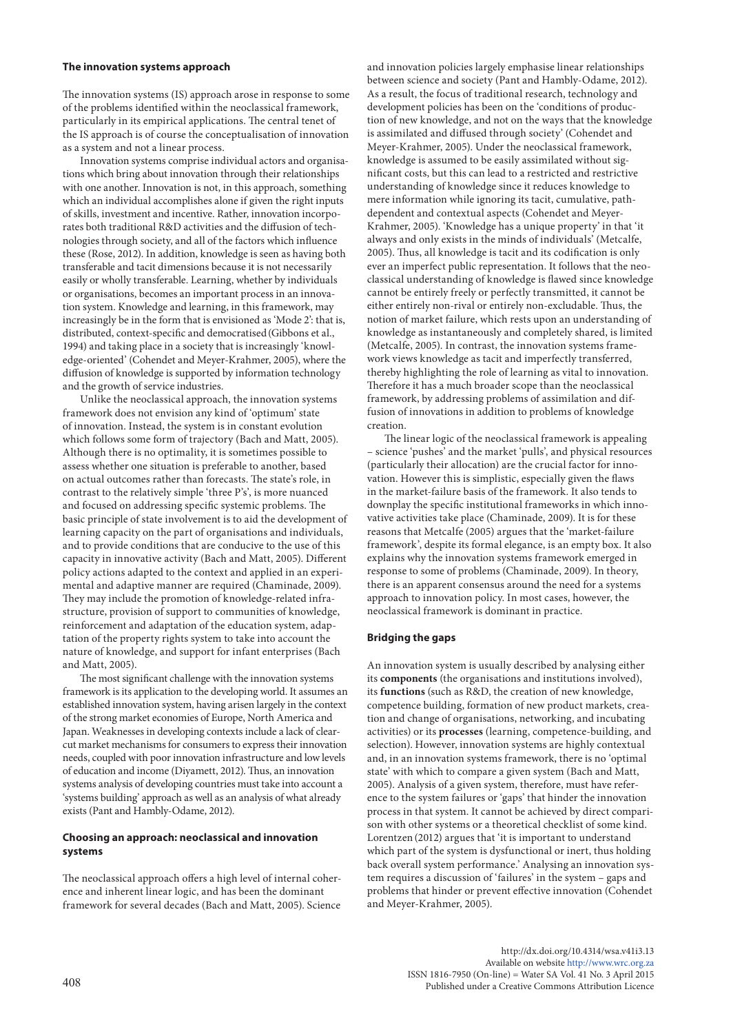### The innovation systems approach

The innovation systems (IS) approach arose in response to some of the problems identified within the neoclassical framework, particularly in its empirical applications. The central tenet of the IS approach is of course the conceptualisation of innovation as a system and not a linear process.

Innovation systems comprise individual actors and organisations which bring about innovation through their relationships with one another. Innovation is not, in this approach, something which an individual accomplishes alone if given the right inputs of skills, investment and incentive. Rather, innovation incorporates both traditional R&D activities and the diffusion of technologies through society, and all of the factors which influence these (Rose, 2012). In addition, knowledge is seen as having both transferable and tacit dimensions because it is not necessarily easily or wholly transferable. Learning, whether by individuals or organisations, becomes an important process in an innovation system. Knowledge and learning, in this framework, may increasingly be in the form that is envisioned as 'Mode 2': that is, distributed, context-specific and democratised (Gibbons et al., 1994) and taking place in a society that is increasingly 'knowledge-oriented' (Cohendet and Meyer-Krahmer, 2005), where the diffusion of knowledge is supported by information technology and the growth of service industries.

Unlike the neoclassical approach, the innovation systems framework does not envision any kind of 'optimum' state of innovation. Instead, the system is in constant evolution which follows some form of trajectory (Bach and Matt, 2005). Although there is no optimality, it is sometimes possible to assess whether one situation is preferable to another, based on actual outcomes rather than forecasts. The state's role, in contrast to the relatively simple 'three P's', is more nuanced and focused on addressing specific systemic problems. The basic principle of state involvement is to aid the development of learning capacity on the part of organisations and individuals, and to provide conditions that are conducive to the use of this capacity in innovative activity (Bach and Matt, 2005). Different policy actions adapted to the context and applied in an experimental and adaptive manner are required (Chaminade, 2009). They may include the promotion of knowledge-related infrastructure, provision of support to communities of knowledge, reinforcement and adaptation of the education system, adaptation of the property rights system to take into account the nature of knowledge, and support for infant enterprises (Bach and Matt, 2005).

The most significant challenge with the innovation systems framework is its application to the developing world. It assumes an established innovation system, having arisen largely in the context of the strong market economies of Europe, North America and Japan. Weaknesses in developing contexts include a lack of clear-cut market mechanisms for consumers to express their innovation needs, coupled with poor innovation infrastructure and low levels of education and income (Diyamett, 2012). Thus, an innovation systems analysis of developing countries must take into account a 'systems building' approach as well as an analysis of what already exists (Pant and Hambly-Odame, 2012).

### Choosing an approach: neoclassical and innovation systems

The neoclassical approach offers a high level of internal coherence and inherent linear logic, and has been the dominant framework for several decades (Bach and Matt, 2005). Science and innovation policies largely emphasise linear relationships between science and society (Pant and Hambly-Odame, 2012). As a result, the focus of traditional research, technology and development policies has been on the 'conditions of production of new knowledge, and not on the ways that the knowledge is assimilated and diffused through society' (Cohendet and Meyer-Krahmer, 2005). Under the neoclassical framework, knowledge is assumed to be easily assimilated without significant costs, but this can lead to a restricted and restrictive understanding of knowledge since it reduces knowledge to mere information while ignoring its tacit, cumulative, path-dependent and contextual aspects (Cohendet and Meyer-Krahmer, 2005). 'Knowledge has a unique property' in that 'it always and only exists in the minds of individuals' (Metcalfe, 2005). Thus, all knowledge is tacit and its codification is only ever an imperfect public representation. It follows that the neoclassical understanding of knowledge is flawed since knowledge cannot be entirely freely or perfectly transmitted, it cannot be either entirely non-rival or entirely non-excludable. Thus, the notion of market failure, which rests upon an understanding of knowledge as instantaneously and completely shared, is limited (Metcalfe, 2005). In contrast, the innovation systems framework views knowledge as tacit and imperfectly transferred, thereby highlighting the role of learning as vital to innovation. Therefore it has a much broader scope than the neoclassical framework, by addressing problems of assimilation and diffusion of innovations in addition to problems of knowledge creation.

The linear logic of the neoclassical framework is appealing – science 'pushes' and the market 'pulls', and physical resources (particularly their allocation) are the crucial factor for innovation. However this is simplistic, especially given the flaws in the market-failure basis of the framework. It also tends to downplay the specific institutional frameworks in which innovative activities take place (Chaminade, 2009). It is for these reasons that Metcalfe (2005) argues that the 'market-failure framework', despite its formal elegance, is an empty box. It also explains why the innovation systems framework emerged in response to some of problems (Chaminade, 2009). In theory, there is an apparent consensus around the need for a systems approach to innovation policy. In most cases, however, the neoclassical framework is dominant in practice.

### Bridging the gaps

An innovation system is usually described by analysing either its **components** (the organisations and institutions involved), its **functions** (such as R&D, the creation of new knowledge, competence building, formation of new product markets, creation and change of organisations, networking, and incubating activities) or its **processes** (learning, competence-building, and selection). However, innovation systems are highly contextual and, in an innovation systems framework, there is no 'optimal state' with which to compare a given system (Bach and Matt, 2005). Analysis of a given system, therefore, must have reference to the system failures or 'gaps' that hinder the innovation process in that system. It cannot be achieved by direct comparison with other systems or a theoretical checklist of some kind. Lorentzen (2012) argues that 'it is important to understand which part of the system is dysfunctional or inert, thus holding back overall system performance.' Analysing an innovation system requires a discussion of 'failures' in the system – gaps and problems that hinder or prevent effective innovation (Cohendet and Meyer-Krahmer, 2005).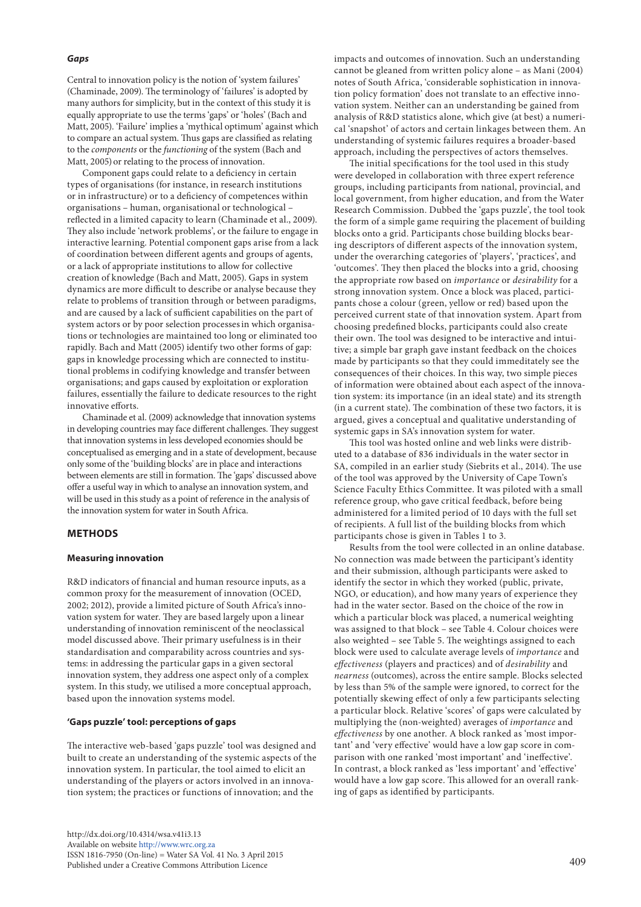### *Gaps*

Central to innovation policy is the notion of 'system failures' (Chaminade, 2009). The terminology of 'failures' is adopted by many authors for simplicity, but in the context of this study it is equally appropriate to use the terms 'gaps' or 'holes' (Bach and Matt, 2005). 'Failure' implies a 'mythical optimum' against which to compare an actual system. Thus gaps are classified as relating to the *components* or the *functioning* of the system (Bach and Matt, 2005) or relating to the process of innovation.

Component gaps could relate to a deficiency in certain types of organisations (for instance, in research institutions or in infrastructure) or to a deficiency of competences within organisations – human, organisational or technological – reflected in a limited capacity to learn (Chaminade et al., 2009). They also include 'network problems', or the failure to engage in interactive learning. Potential component gaps arise from a lack of coordination between different agents and groups of agents, or a lack of appropriate institutions to allow for collective creation of knowledge (Bach and Matt, 2005). Gaps in system dynamics are more difficult to describe or analyse because they relate to problems of transition through or between paradigms, and are caused by a lack of sufficient capabilities on the part of system actors or by poor selection processes in which organisations or technologies are maintained too long or eliminated too rapidly. Bach and Matt (2005) identify two other forms of gap: gaps in knowledge processing which are connected to institutional problems in codifying knowledge and transfer between organisations; and gaps caused by exploitation or exploration failures, essentially the failure to dedicate resources to the right innovative efforts.

Chaminade et al. (2009) acknowledge that innovation systems in developing countries may face different challenges. They suggest that innovation systems in less developed economies should be conceptualised as emerging and in a state of development, because only some of the 'building blocks' are in place and interactions between elements are still in formation. The 'gaps' discussed above offer a useful way in which to analyse an innovation system, and will be used in this study as a point of reference in the analysis of the innovation system for water in South Africa.

## METHODS

### Measuring innovation

R&D indicators of financial and human resource inputs, as a common proxy for the measurement of innovation (OCED, 2002; 2012), provide a limited picture of South Africa's innovation system for water. They are based largely upon a linear understanding of innovation reminiscent of the neoclassical model discussed above. Their primary usefulness is in their standardisation and comparability across countries and systems: in addressing the particular gaps in a given sectoral innovation system, they address one aspect only of a complex system. In this study, we utilised a more conceptual approach, based upon the innovation systems model.

### 'Gaps puzzle' tool: perceptions of gaps

The interactive web-based 'gaps puzzle' tool was designed and built to create an understanding of the systemic aspects of the innovation system. In particular, the tool aimed to elicit an understanding of the players or actors involved in an innovation system; the practices or functions of innovation; and the impacts and outcomes of innovation. Such an understanding cannot be gleaned from written policy alone – as Mani (2004) notes of South Africa, 'considerable sophistication in innovation policy formation' does not translate to an effective innovation system. Neither can an understanding be gained from analysis of R&D statistics alone, which give (at best) a numerical 'snapshot' of actors and certain linkages between them. An understanding of systemic failures requires a broader-based approach, including the perspectives of actors themselves.

The initial specifications for the tool used in this study were developed in collaboration with three expert reference groups, including participants from national, provincial, and local government, from higher education, and from the Water Research Commission. Dubbed the 'gaps puzzle', the tool took the form of a simple game requiring the placement of building blocks onto a grid. Participants chose building blocks bearing descriptors of different aspects of the innovation system, under the overarching categories of 'players', 'practices', and 'outcomes'. They then placed the blocks into a grid, choosing the appropriate row based on *importance* or *desirability* for a strong innovation system. Once a block was placed, participants chose a colour (green, yellow or red) based upon the perceived current state of that innovation system. Apart from choosing predefined blocks, participants could also create their own. The tool was designed to be interactive and intuitive; a simple bar graph gave instant feedback on the choices made by participants so that they could immediately see the consequences of their choices. In this way, two simple pieces of information were obtained about each aspect of the innovation system: its importance (in an ideal state) and its strength (in a current state). The combination of these two factors, it is argued, gives a conceptual and qualitative understanding of systemic gaps in SA's innovation system for water.

This tool was hosted online and web links were distributed to a database of 836 individuals in the water sector in SA, compiled in an earlier study (Siebrits et al., 2014). The use of the tool was approved by the University of Cape Town's Science Faculty Ethics Committee. It was piloted with a small reference group, who gave critical feedback, before being administered for a limited period of 10 days with the full set of recipients. A full list of the building blocks from which participants chose is given in Tables 1 to 3.

Results from the tool were collected in an online database. No connection was made between the participant's identity and their submission, although participants were asked to identify the sector in which they worked (public, private, NGO, or education), and how many years of experience they had in the water sector. Based on the choice of the row in which a particular block was placed, a numerical weighting was assigned to that block – see Table 4. Colour choices were also weighted – see Table 5. The weightings assigned to each block were used to calculate average levels of *importance* and *effectiveness* (players and practices) and of *desirability* and *nearness* (outcomes), across the entire sample. Blocks selected by less than 5% of the sample were ignored, to correct for the potentially skewing effect of only a few participants selecting a particular block. Relative 'scores' of gaps were calculated by multiplying the (non-weighted) averages of *importance* and *effectiveness* by one another. A block ranked as 'most important' and 'very effective' would have a low gap score in comparison with one ranked 'most important' and 'ineffective'. In contrast, a block ranked as 'less important' and 'effective' would have a low gap score. This allowed for an overall ranking of gaps as identified by participants.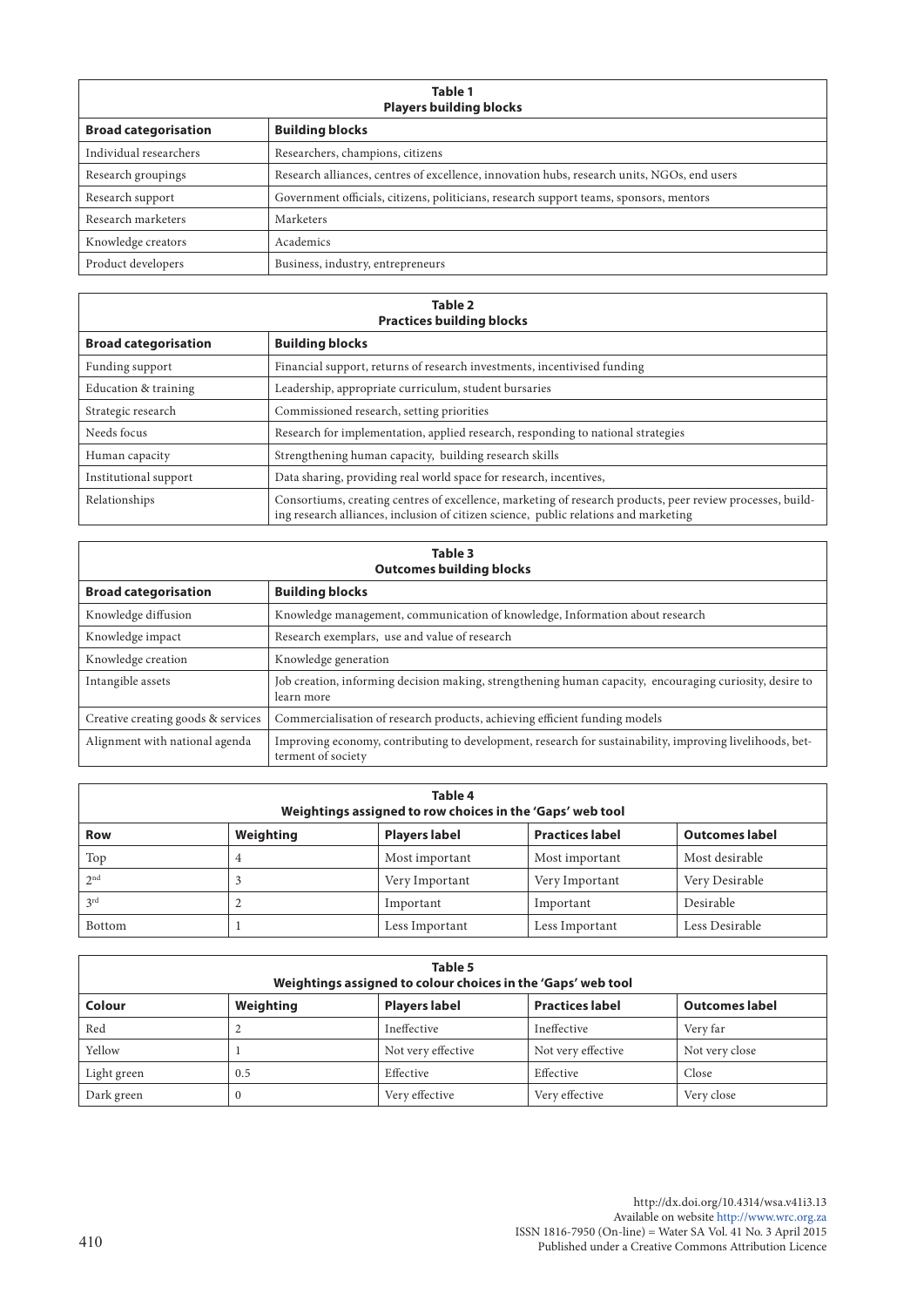**Table 1**
**Players building blocks**

| Broad categorisation | Building blocks |
|---|---|
| Individual researchers | Researchers, champions, citizens |
| Research groupings | Research alliances, centres of excellence, innovation hubs, research units, NGOs, end users |
| Research support | Government officials, citizens, politicians, research support teams, sponsors, mentors |
| Research marketers | Marketers |
| Knowledge creators | Academics |
| Product developers | Business, industry, entrepreneurs |

**Table 2**
**Practices building blocks**

| Broad categorisation | Building blocks |
|---|---|
| Funding support | Financial support, returns of research investments, incentivised funding |
| Education & training | Leadership, appropriate curriculum, student bursaries |
| Strategic research | Commissioned research, setting priorities |
| Needs focus | Research for implementation, applied research, responding to national strategies |
| Human capacity | Strengthening human capacity, building research skills |
| Institutional support | Data sharing, providing real world space for research, incentives, |
| Relationships | Consortiums, creating centres of excellence, marketing of research products, peer review processes, building research alliances, inclusion of citizen science, public relations and marketing |

**Table 3**
**Outcomes building blocks**

| Broad categorisation | Building blocks |
|---|---|
| Knowledge diffusion | Knowledge management, communication of knowledge, Information about research |
| Knowledge impact | Research exemplars, use and value of research |
| Knowledge creation | Knowledge generation |
| Intangible assets | Job creation, informing decision making, strengthening human capacity, encouraging curiosity, desire to learn more |
| Creative creating goods & services | Commercialisation of research products, achieving efficient funding models |
| Alignment with national agenda | Improving economy, contributing to development, research for sustainability, improving livelihoods, betterment of society |

**Table 4**
**Weightings assigned to row choices in the 'Gaps' web tool**

| Row | Weighting | Players label | Practices label | Outcomes label |
|---|---|---|---|---|
| Top | 4 | Most important | Most important | Most desirable |
| 2nd | 3 | Very Important | Very Important | Very Desirable |
| 3rd | 2 | Important | Important | Desirable |
| Bottom | 1 | Less Important | Less Important | Less Desirable |

**Table 5**
**Weightings assigned to colour choices in the 'Gaps' web tool**

| Colour | Weighting | Players label | Practices label | Outcomes label |
|---|---|---|---|---|
| Red | 2 | Ineffective | Ineffective | Very far |
| Yellow | 1 | Not very effective | Not very effective | Not very close |
| Light green | 0.5 | Effective | Effective | Close |
| Dark green | 0 | Very effective | Very effective | Very close |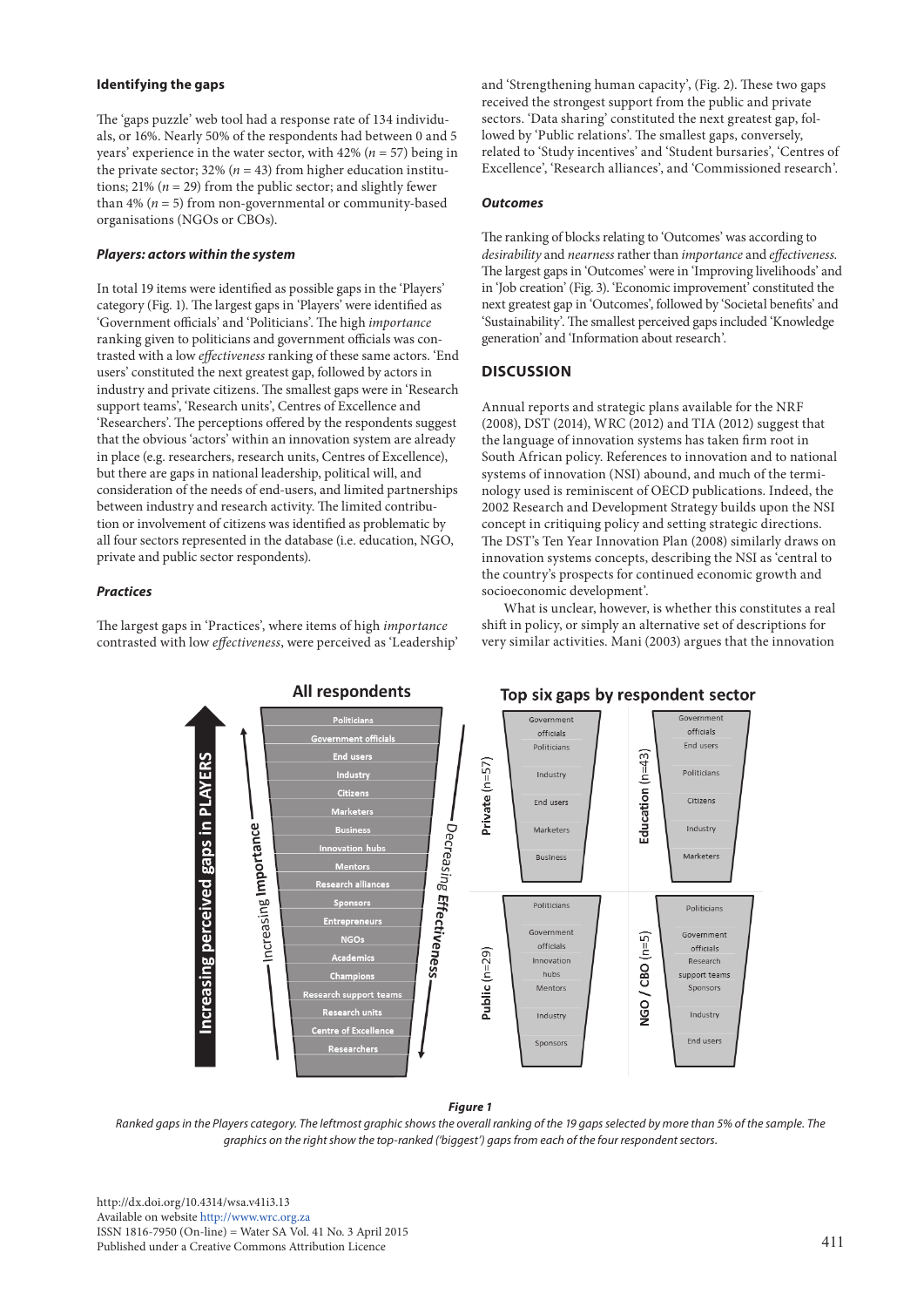#### Identifying the gaps

The 'gaps puzzle' web tool had a response rate of 134 individuals, or 16%. Nearly 50% of the respondents had between 0 and 5 years' experience in the water sector, with 42% ($n$ = 57) being in the private sector; 32% ($n$ = 43) from higher education institutions; 21% ($n$ = 29) from the public sector; and slightly fewer than 4% ($n$ = 5) from non-governmental or community-based organisations (NGOs or CBOs).

#### *Players: actors within the system*

In total 19 items were identified as possible gaps in the 'Players' category (Fig. 1). The largest gaps in 'Players' were identified as 'Government officials' and 'Politicians'. The high *importance* ranking given to politicians and government officials was contrasted with a low *effectiveness* ranking of these same actors. 'End users' constituted the next greatest gap, followed by actors in industry and private citizens. The smallest gaps were in 'Research support teams', 'Research units', Centres of Excellence and 'Researchers'. The perceptions offered by the respondents suggest that the obvious 'actors' within an innovation system are already in place (e.g. researchers, research units, Centres of Excellence), but there are gaps in national leadership, political will, and consideration of the needs of end-users, and limited partnerships between industry and research activity. The limited contribution or involvement of citizens was identified as problematic by all four sectors represented in the database (i.e. education, NGO, private and public sector respondents).

#### *Practices*

The largest gaps in 'Practices', where items of high *importance* contrasted with low *effectiveness*, were perceived as 'Leadership' and 'Strengthening human capacity', (Fig. 2). These two gaps received the strongest support from the public and private sectors. 'Data sharing' constituted the next greatest gap, followed by 'Public relations'. The smallest gaps, conversely, related to 'Study incentives' and 'Student bursaries', 'Centres of Excellence', 'Research alliances', and 'Commissioned research'.

#### *Outcomes*

The ranking of blocks relating to 'Outcomes' was according to *desirability* and *nearness* rather than *importance* and *effectiveness*. The largest gaps in 'Outcomes' were in 'Improving livelihoods' and in 'Job creation' (Fig. 3). 'Economic improvement' constituted the next greatest gap in 'Outcomes', followed by 'Societal benefits' and 'Sustainability'. The smallest perceived gaps included 'Knowledge generation' and 'Information about research'.

## DISCUSSION

Annual reports and strategic plans available for the NRF (2008), DST (2014), WRC (2012) and TIA (2012) suggest that the language of innovation systems has taken firm root in South African policy. References to innovation and to national systems of innovation (NSI) abound, and much of the terminology used is reminiscent of OECD publications. Indeed, the 2002 Research and Development Strategy builds upon the NSI concept in critiquing policy and setting strategic directions. The DST's Ten Year Innovation Plan (2008) similarly draws on innovation systems concepts, describing the NSI as 'central to the country's prospects for continued economic growth and socioeconomic development'.

What is unclear, however, is whether this constitutes a real shift in policy, or simply an alternative set of descriptions for very similar activities. Mani (2003) argues that the innovation

All respondents

Increasing perceived gaps in PLAYERS

Increasing Importance

Decreasing Effectiveness

Politicians
Government officials
End users
Industry
Citizens
Marketers
Business
Innovation hubs
Mentors
Research alliances
Sponsors
Entrepreneurs
NGOs
Academics
Champions
Research support teams
Research units
Centre of Excellence
Researchers

Top six gaps by respondent sector

Private (n=57): Government officials, Politicians, Industry, End users, Marketers, Business

Education (n=43): Government officials, End users, Politicians, Citizens, Industry, Marketers

Public (n=29): Politicians, Government officials, Innovation hubs, Mentors, Industry, Sponsors

NGO / CBO (n=5): Politicians, Government officials, Research support teams, Sponsors, Industry, End users

***Figure 1***

*Ranked gaps in the Players category. The leftmost graphic shows the overall ranking of the 19 gaps selected by more than 5% of the sample. The graphics on the right show the top-ranked ('biggest') gaps from each of the four respondent sectors.*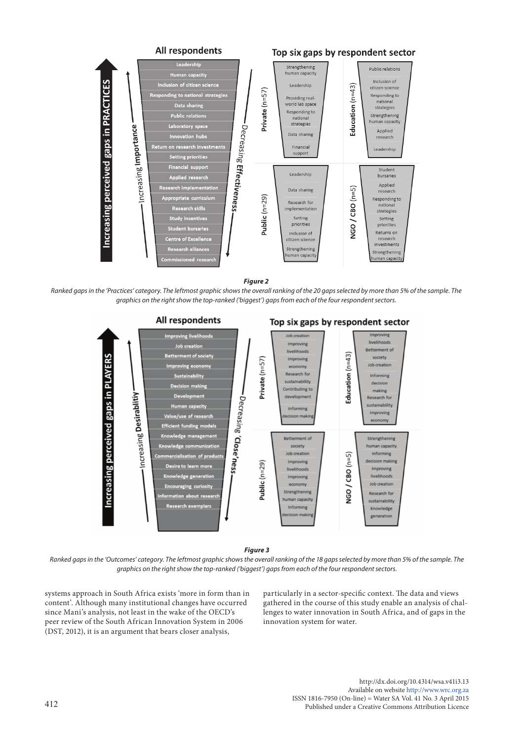***Figure 2***

*Ranked gaps in the 'Practices' category. The leftmost graphic shows the overall ranking of the 20 gaps selected by more than 5% of the sample. The graphics on the right show the top-ranked ('biggest') gaps from each of the four respondent sectors.*

***Figure 3***

*Ranked gaps in the 'Outcomes' category. The leftmost graphic shows the overall ranking of the 18 gaps selected by more than 5% of the sample. The graphics on the right show the top-ranked ('biggest') gaps from each of the four respondent sectors.*

systems approach in South Africa exists 'more in form than in content'. Although many institutional changes have occurred since Mani's analysis, not least in the wake of the OECD's peer review of the South African Innovation System in 2006 (DST, 2012), it is an argument that bears closer analysis, particularly in a sector-specific context. The data and views gathered in the course of this study enable an analysis of challenges to water innovation in South Africa, and of gaps in the innovation system for water.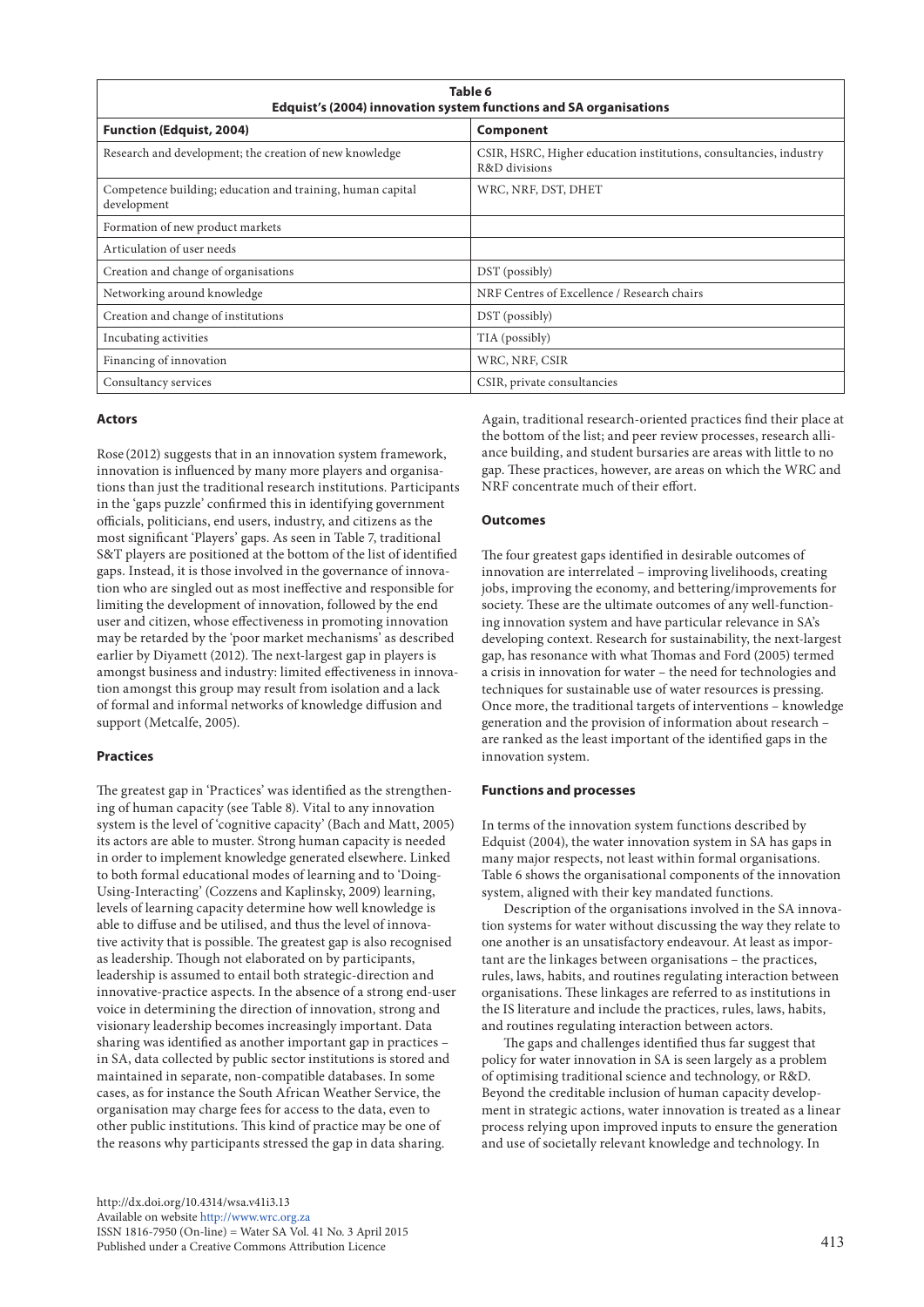**Table 6**
**Edquist's (2004) innovation system functions and SA organisations**

| Function (Edquist, 2004) | Component |
|---|---|
| Research and development; the creation of new knowledge | CSIR, HSRC, Higher education institutions, consultancies, industry R&D divisions |
| Competence building; education and training, human capital development | WRC, NRF, DST, DHET |
| Formation of new product markets | |
| Articulation of user needs | |
| Creation and change of organisations | DST (possibly) |
| Networking around knowledge | NRF Centres of Excellence / Research chairs |
| Creation and change of institutions | DST (possibly) |
| Incubating activities | TIA (possibly) |
| Financing of innovation | WRC, NRF, CSIR |
| Consultancy services | CSIR, private consultancies |

### Actors

Rose (2012) suggests that in an innovation system framework, innovation is influenced by many more players and organisations than just the traditional research institutions. Participants in the 'gaps puzzle' confirmed this in identifying government officials, politicians, end users, industry, and citizens as the most significant 'Players' gaps. As seen in Table 7, traditional S&T players are positioned at the bottom of the list of identified gaps. Instead, it is those involved in the governance of innovation who are singled out as most ineffective and responsible for limiting the development of innovation, followed by the end user and citizen, whose effectiveness in promoting innovation may be retarded by the 'poor market mechanisms' as described earlier by Diyamett (2012). The next-largest gap in players is amongst business and industry: limited effectiveness in innovation amongst this group may result from isolation and a lack of formal and informal networks of knowledge diffusion and support (Metcalfe, 2005).

### Practices

The greatest gap in 'Practices' was identified as the strengthening of human capacity (see Table 8). Vital to any innovation system is the level of 'cognitive capacity' (Bach and Matt, 2005) its actors are able to muster. Strong human capacity is needed in order to implement knowledge generated elsewhere. Linked to both formal educational modes of learning and to 'Doing-Using-Interacting' (Cozzens and Kaplinsky, 2009) learning, levels of learning capacity determine how well knowledge is able to diffuse and be utilised, and thus the level of innovative activity that is possible. The greatest gap is also recognised as leadership. Though not elaborated on by participants, leadership is assumed to entail both strategic-direction and innovative-practice aspects. In the absence of a strong end-user voice in determining the direction of innovation, strong and visionary leadership becomes increasingly important. Data sharing was identified as another important gap in practices – in SA, data collected by public sector institutions is stored and maintained in separate, non-compatible databases. In some cases, as for instance the South African Weather Service, the organisation may charge fees for access to the data, even to other public institutions. This kind of practice may be one of the reasons why participants stressed the gap in data sharing.

Again, traditional research-oriented practices find their place at the bottom of the list; and peer review processes, research alliance building, and student bursaries are areas with little to no gap. These practices, however, are areas on which the WRC and NRF concentrate much of their effort.

### Outcomes

The four greatest gaps identified in desirable outcomes of innovation are interrelated – improving livelihoods, creating jobs, improving the economy, and bettering/improvements for society. These are the ultimate outcomes of any well-functioning innovation system and have particular relevance in SA's developing context. Research for sustainability, the next-largest gap, has resonance with what Thomas and Ford (2005) termed a crisis in innovation for water – the need for technologies and techniques for sustainable use of water resources is pressing. Once more, the traditional targets of interventions – knowledge generation and the provision of information about research – are ranked as the least important of the identified gaps in the innovation system.

### Functions and processes

In terms of the innovation system functions described by Edquist (2004), the water innovation system in SA has gaps in many major respects, not least within formal organisations. Table 6 shows the organisational components of the innovation system, aligned with their key mandated functions.

Description of the organisations involved in the SA innovation systems for water without discussing the way they relate to one another is an unsatisfactory endeavour. At least as important are the linkages between organisations – the practices, rules, laws, habits, and routines regulating interaction between organisations. These linkages are referred to as institutions in the IS literature and include the practices, rules, laws, habits, and routines regulating interaction between actors.

The gaps and challenges identified thus far suggest that policy for water innovation in SA is seen largely as a problem of optimising traditional science and technology, or R&D. Beyond the creditable inclusion of human capacity development in strategic actions, water innovation is treated as a linear process relying upon improved inputs to ensure the generation and use of societally relevant knowledge and technology. In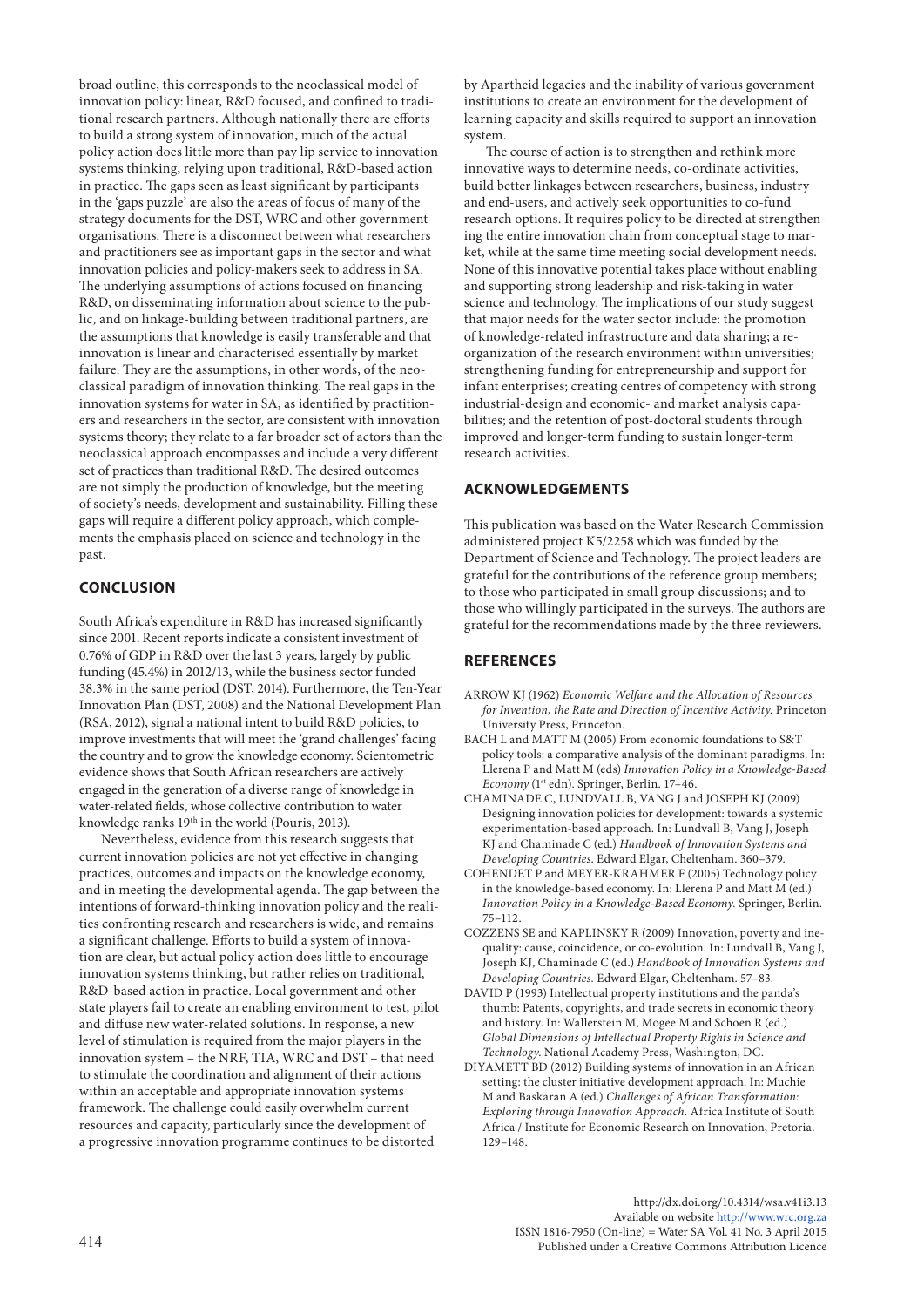broad outline, this corresponds to the neoclassical model of innovation policy: linear, R&D focused, and confined to traditional research partners. Although nationally there are efforts to build a strong system of innovation, much of the actual policy action does little more than pay lip service to innovation systems thinking, relying upon traditional, R&D-based action in practice. The gaps seen as least significant by participants in the 'gaps puzzle' are also the areas of focus of many of the strategy documents for the DST, WRC and other government organisations. There is a disconnect between what researchers and practitioners see as important gaps in the sector and what innovation policies and policy-makers seek to address in SA. The underlying assumptions of actions focused on financing R&D, on disseminating information about science to the public, and on linkage-building between traditional partners, are the assumptions that knowledge is easily transferable and that innovation is linear and characterised essentially by market failure. They are the assumptions, in other words, of the neoclassical paradigm of innovation thinking. The real gaps in the innovation systems for water in SA, as identified by practitioners and researchers in the sector, are consistent with innovation systems theory; they relate to a far broader set of actors than the neoclassical approach encompasses and include a very different set of practices than traditional R&D. The desired outcomes are not simply the production of knowledge, but the meeting of society's needs, development and sustainability. Filling these gaps will require a different policy approach, which complements the emphasis placed on science and technology in the past.

## CONCLUSION

South Africa's expenditure in R&D has increased significantly since 2001. Recent reports indicate a consistent investment of 0.76% of GDP in R&D over the last 3 years, largely by public funding (45.4%) in 2012/13, while the business sector funded 38.3% in the same period (DST, 2014). Furthermore, the Ten-Year Innovation Plan (DST, 2008) and the National Development Plan (RSA, 2012), signal a national intent to build R&D policies, to improve investments that will meet the 'grand challenges' facing the country and to grow the knowledge economy. Scientometric evidence shows that South African researchers are actively engaged in the generation of a diverse range of knowledge in water-related fields, whose collective contribution to water knowledge ranks 19th in the world (Pouris, 2013).

Nevertheless, evidence from this research suggests that current innovation policies are not yet effective in changing practices, outcomes and impacts on the knowledge economy, and in meeting the developmental agenda. The gap between the intentions of forward-thinking innovation policy and the realities confronting research and researchers is wide, and remains a significant challenge. Efforts to build a system of innovation are clear, but actual policy action does little to encourage innovation systems thinking, but rather relies on traditional, R&D-based action in practice. Local government and other state players fail to create an enabling environment to test, pilot and diffuse new water-related solutions. In response, a new level of stimulation is required from the major players in the innovation system – the NRF, TIA, WRC and DST – that need to stimulate the coordination and alignment of their actions within an acceptable and appropriate innovation systems framework. The challenge could easily overwhelm current resources and capacity, particularly since the development of a progressive innovation programme continues to be distorted by Apartheid legacies and the inability of various government institutions to create an environment for the development of learning capacity and skills required to support an innovation system.

The course of action is to strengthen and rethink more innovative ways to determine needs, co-ordinate activities, build better linkages between researchers, business, industry and end-users, and actively seek opportunities to co-fund research options. It requires policy to be directed at strengthening the entire innovation chain from conceptual stage to market, while at the same time meeting social development needs. None of this innovative potential takes place without enabling and supporting strong leadership and risk-taking in water science and technology. The implications of our study suggest that major needs for the water sector include: the promotion of knowledge-related infrastructure and data sharing; a re-organization of the research environment within universities; strengthening funding for entrepreneurship and support for infant enterprises; creating centres of competency with strong industrial-design and economic- and market analysis capabilities; and the retention of post-doctoral students through improved and longer-term funding to sustain longer-term research activities.

## ACKNOWLEDGEMENTS

This publication was based on the Water Research Commission administered project K5/2258 which was funded by the Department of Science and Technology. The project leaders are grateful for the contributions of the reference group members; to those who participated in small group discussions; and to those who willingly participated in the surveys. The authors are grateful for the recommendations made by the three reviewers.

## REFERENCES

ARROW KJ (1962) *Economic Welfare and the Allocation of Resources for Invention, the Rate and Direction of Incentive Activity.* Princeton University Press, Princeton.

BACH L and MATT M (2005) From economic foundations to S&T policy tools: a comparative analysis of the dominant paradigms. In: Llerena P and Matt M (eds) *Innovation Policy in a Knowledge-Based Economy* (1st edn). Springer, Berlin. 17–46.

CHAMINADE C, LUNDVALL B, VANG J and JOSEPH KJ (2009) Designing innovation policies for development: towards a systemic experimentation-based approach. In: Lundvall B, Vang J, Joseph KJ and Chaminade C (ed.) *Handbook of Innovation Systems and Developing Countries.* Edward Elgar, Cheltenham. 360–379.

COHENDET P and MEYER-KRAHMER F (2005) Technology policy in the knowledge-based economy. In: Llerena P and Matt M (ed.) *Innovation Policy in a Knowledge-Based Economy.* Springer, Berlin. 75–112.

COZZENS SE and KAPLINSKY R (2009) Innovation, poverty and inequality: cause, coincidence, or co-evolution. In: Lundvall B, Vang J, Joseph KJ, Chaminade C (ed.) *Handbook of Innovation Systems and Developing Countries.* Edward Elgar, Cheltenham. 57–83.

DAVID P (1993) Intellectual property institutions and the panda's thumb: Patents, copyrights, and trade secrets in economic theory and history. In: Wallerstein M, Mogee M and Schoen R (ed.) *Global Dimensions of Intellectual Property Rights in Science and Technology.* National Academy Press, Washington, DC.

DIYAMETT BD (2012) Building systems of innovation in an African setting: the cluster initiative development approach. In: Muchie M and Baskaran A (ed.) *Challenges of African Transformation: Exploring through Innovation Approach.* Africa Institute of South Africa / Institute for Economic Research on Innovation, Pretoria. 129–148.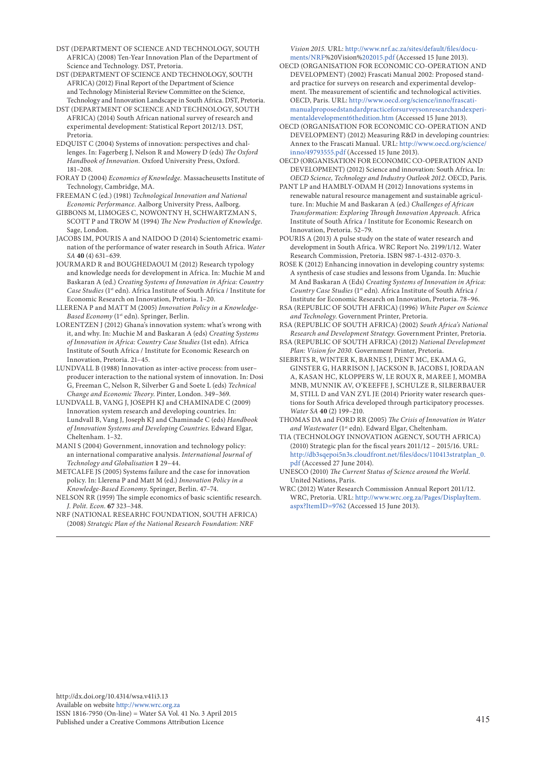DST (DEPARTMENT OF SCIENCE AND TECHNOLOGY, SOUTH AFRICA) (2008) Ten-Year Innovation Plan of the Department of Science and Technology. DST, Pretoria.

DST (DEPARTMENT OF SCIENCE AND TECHNOLOGY, SOUTH AFRICA) (2012) Final Report of the Department of Science and Technology Ministerial Review Committee on the Science, Technology and Innovation Landscape in South Africa. DST, Pretoria.

DST (DEPARTMENT OF SCIENCE AND TECHNOLOGY, SOUTH AFRICA) (2014) South African national survey of research and experimental development: Statistical Report 2012/13. DST, Pretoria.

EDQUIST C (2004) Systems of innovation: perspectives and challenges. In: Fagerberg J, Nelson R and Mowery D (eds) *The Oxford Handbook of Innovation.* Oxford University Press, Oxford. 181–208.

FORAY D (2004) *Economics of Knowledge.* Massacheusetts Institute of Technology, Cambridge, MA.

FREEMAN C (ed.) (1981) *Technological Innovation and National Economic Performance*. Aalborg University Press, Aalborg.

GIBBONS M, LIMOGES C, NOWONTNY H, SCHWARTZMAN S, SCOTT P and TROW M (1994) *The New Production of Knowledge*. Sage, London.

JACOBS IM, POURIS A and NAIDOO D (2014) Scientometric examination of the performance of water research in South Africa. *Water SA* **40** (4) 631–639.

JOURMARD R and BOUGHEDAOUI M (2012) Research typology and knowledge needs for development in Africa. In: Muchie M and Baskaran A (ed.) *Creating Systems of Innovation in Africa: Country Case Studies* (1st edn). Africa Institute of South Africa / Institute for Economic Research on Innovation, Pretoria. 1–20.

LLERENA P and MATT M (2005) *Innovation Policy in a Knowledge-Based Economy* (1st edn). Springer, Berlin.

LORENTZEN J (2012) Ghana's innovation system: what's wrong with it, and why. In: Muchie M and Baskaran A (eds) *Creating Systems of Innovation in Africa: Country Case Studies* (1st edn). Africa Institute of South Africa / Institute for Economic Research on Innovation, Pretoria. 21–45.

LUNDVALL B (1988) Innovation as inter-active process: from user–producer interaction to the national system of innovation. In: Dosi G, Freeman C, Nelson R, Silverber G and Soete L (eds) *Technical Change and Economic Theory.* Pinter, London. 349–369.

LUNDVALL B, VANG J, JOSEPH KJ and CHAMINADE C (2009) Innovation system research and developing countries. In: Lundvall B, Vang J, Joseph KJ and Chaminade C (eds) *Handbook of Innovation Systems and Developing Countries.* Edward Elgar, Cheltenham. 1–32.

MANI S (2004) Government, innovation and technology policy: an international comparative analysis. *International Journal of Technology and Globalisation* **1** 29–44.

METCALFE JS (2005) Systems failure and the case for innovation policy. In: Llerena P and Matt M (ed.) *Innovation Policy in a Knowledge-Based Economy*. Springer, Berlin. 47–74.

NELSON RR (1959) The simple economics of basic scientific research. *J. Polit. Econ.* **67** 323–348.

NRF (NATIONAL RESEARHC FOUNDATION, SOUTH AFRICA) (2008) *Strategic Plan of the National Research Foundation: NRF Vision 2015.* URL: http://www.nrf.ac.za/sites/default/files/documents/NRF%20Vision%202015.pdf (Accessed 15 June 2013).

OECD (ORGANISATION FOR ECONOMIC CO-OPERATION AND DEVELOPMENT) (2002) Frascati Manual 2002: Proposed standard practice for surveys on research and experimental development. The measurement of scientific and technological activities. OECD, Paris. URL: http://www.oecd.org/science/inno/frascatimanualproposedstandardpracticeforsurveysonresearchandexperimentaldevelopment6thedition.htm (Accessed 15 June 2013).

OECD (ORGANISATION FOR ECONOMIC CO-OPERATION AND DEVELOPMENT) (2012) Measuring R&D in developing countries: Annex to the Frascati Manual. URL: http://www.oecd.org/science/inno/49793555.pdf (Accessed 15 June 2013).

OECD (ORGANISATION FOR ECONOMIC CO-OPERATION AND DEVELOPMENT) (2012) Science and innovation: South Africa. In: *OECD Science, Technology and Industry Outlook 2012.* OECD, Paris.

PANT LP and HAMBLY-ODAM H (2012) Innovations systems in renewable natural resource management and sustainable agriculture. In: Muchie M and Baskaran A (ed.) *Challenges of African Transformation: Exploring Through Innovation Approach*. Africa Institute of South Africa / Institute for Economic Research on Innovation, Pretoria. 52–79.

POURIS A (2013) A pulse study on the state of water research and development in South Africa. WRC Report No. 2199/1/12. Water Research Commission, Pretoria. ISBN 987-1-4312-0370-3.

ROSE K (2012) Enhancing innovation in developing country systems: A synthesis of case studies and lessons from Uganda. In: Muchie M And Baskaran A (Eds) *Creating Systems of Innovation in Africa: Country Case Studies* (1st edn). Africa Institute of South Africa / Institute for Economic Research on Innovation, Pretoria. 78–96.

RSA (REPUBLIC OF SOUTH AFRICA) (1996) *White Paper on Science and Technology.* Government Printer, Pretoria.

RSA (REPUBLIC OF SOUTH AFRICA) (2002) *South Africa's National Research and Development Strategy*. Government Printer, Pretoria.

RSA (REPUBLIC OF SOUTH AFRICA) (2012) *National Development Plan: Vision for 2030.* Government Printer, Pretoria.

SIEBRITS R, WINTER K, BARNES J, DENT MC, EKAMA G, GINSTER G, HARRISON J, JACKSON B, JACOBS I, JORDAAN A, KASAN HC, KLOPPERS W, LE ROUX R, MAREE J, MOMBA MNB, MUNNIK AV, O'KEEFFE J, SCHULZE R, SILBERBAUER M, STILL D and VAN ZYL JE (2014) Priority water research questions for South Africa developed through participatory processes. *Water SA* **40** (2) 199–210.

THOMAS DA and FORD RR (2005) *The Crisis of Innovation in Water and Wastewater* (1st edn). Edward Elgar, Cheltenham.

TIA (TECHNOLOGY INNOVATION AGENCY, SOUTH AFRICA) (2010) Strategic plan for the fiscal years 2011/12 – 2015/16. URL: http://db3sqepoi5n3s.cloudfront.net/files/docs/110413stratplan_0.pdf (Accessed 27 June 2014).

UNESCO (2010) *The Current Status of Science around the World.* United Nations, Paris.

WRC (2012) Water Research Commission Annual Report 2011/12. WRC, Pretoria. URL: http://www.wrc.org.za/Pages/DisplayItem.aspx?ItemID=9762 (Accessed 15 June 2013).